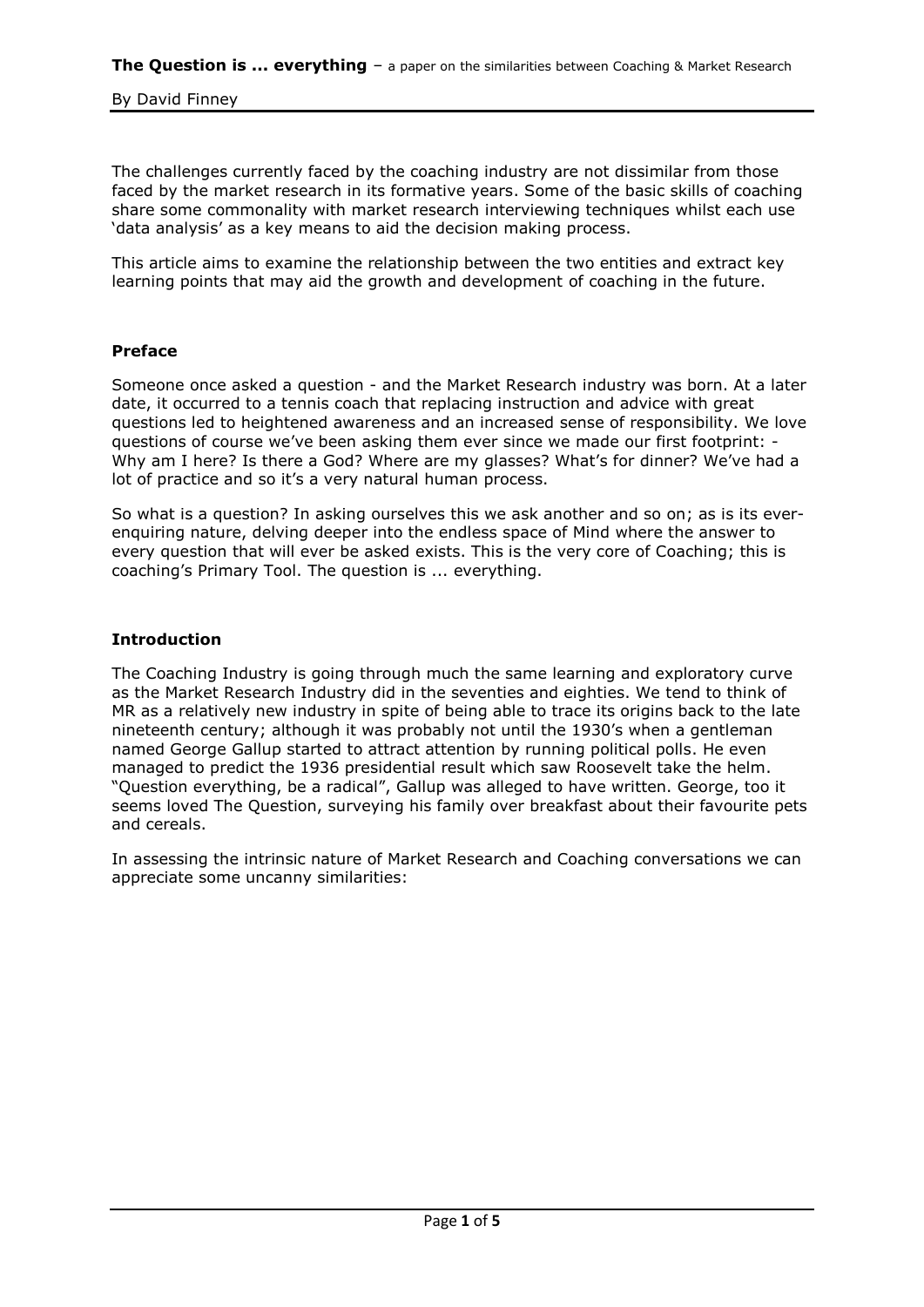**The Question is ... everything** – a paper on the similarities between Coaching & Market Research

By David Finney

The challenges currently faced by the coaching industry are not dissimilar from those faced by the market research in its formative years. Some of the basic skills of coaching share some commonality with market research interviewing techniques whilst each use 'data analysis' as a key means to aid the decision making process.

This article aims to examine the relationship between the two entities and extract key learning points that may aid the growth and development of coaching in the future.

## Preface

Someone once asked a question - and the Market Research industry was born. At a later date, it occurred to a tennis coach that replacing instruction and advice with great questions led to heightened awareness and an increased sense of responsibility. We love questions of course we've been asking them ever since we made our first footprint: - Why am I here? Is there a God? Where are my glasses? What's for dinner? We've had a lot of practice and so it's a very natural human process.

So what is a question? In asking ourselves this we ask another and so on; as is its ever-enquiring nature, delving deeper into the endless space of Mind where the answer to every question that will ever be asked exists. This is the very core of Coaching; this is coaching's Primary Tool. The question is ... everything.

## Introduction

The Coaching Industry is going through much the same learning and exploratory curve as the Market Research Industry did in the seventies and eighties. We tend to think of MR as a relatively new industry in spite of being able to trace its origins back to the late nineteenth century; although it was probably not until the 1930's when a gentleman named George Gallup started to attract attention by running political polls. He even managed to predict the 1936 presidential result which saw Roosevelt take the helm. "Question everything, be a radical", Gallup was alleged to have written. George, too it seems loved The Question, surveying his family over breakfast about their favourite pets and cereals.

In assessing the intrinsic nature of Market Research and Coaching conversations we can appreciate some uncanny similarities: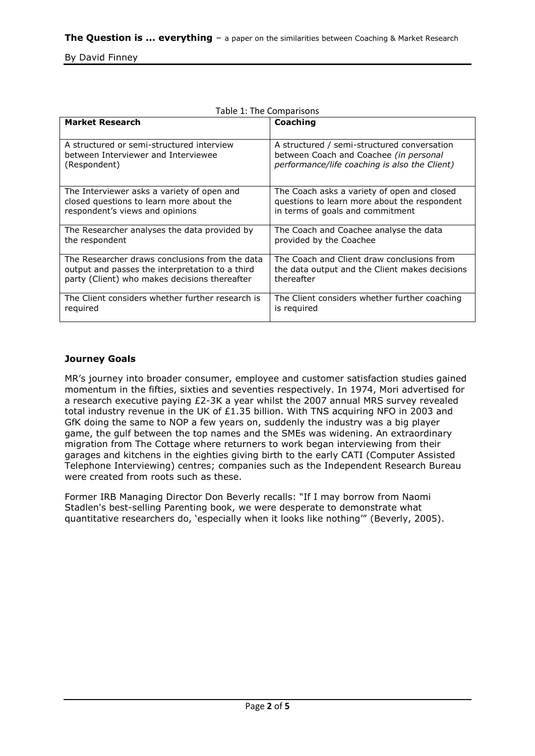Table 1: The Comparisons

| **Market Research** | **Coaching** |
|---|---|
| A structured or semi-structured interview between Interviewer and Interviewee (Respondent) | A structured / semi-structured conversation between Coach and Coachee *(in personal performance/life coaching is also the Client)* |
| The Interviewer asks a variety of open and closed questions to learn more about the respondent's views and opinions | The Coach asks a variety of open and closed questions to learn more about the respondent in terms of goals and commitment |
| The Researcher analyses the data provided by the respondent | The Coach and Coachee analyse the data provided by the Coachee |
| The Researcher draws conclusions from the data output and passes the interpretation to a third party (Client) who makes decisions thereafter | The Coach and Client draw conclusions from the data output and the Client makes decisions thereafter |
| The Client considers whether further research is required | The Client considers whether further coaching is required |

### Journey Goals

MR's journey into broader consumer, employee and customer satisfaction studies gained momentum in the fifties, sixties and seventies respectively. In 1974, Mori advertised for a research executive paying £2-3K a year whilst the 2007 annual MRS survey revealed total industry revenue in the UK of £1.35 billion. With TNS acquiring NFO in 2003 and GfK doing the same to NOP a few years on, suddenly the industry was a big player game, the gulf between the top names and the SMEs was widening. An extraordinary migration from The Cottage where returners to work began interviewing from their garages and kitchens in the eighties giving birth to the early CATI (Computer Assisted Telephone Interviewing) centres; companies such as the Independent Research Bureau were created from roots such as these.

Former IRB Managing Director Don Beverly recalls: "If I may borrow from Naomi Stadlen's best-selling Parenting book, we were desperate to demonstrate what quantitative researchers do, 'especially when it looks like nothing'" (Beverly, 2005).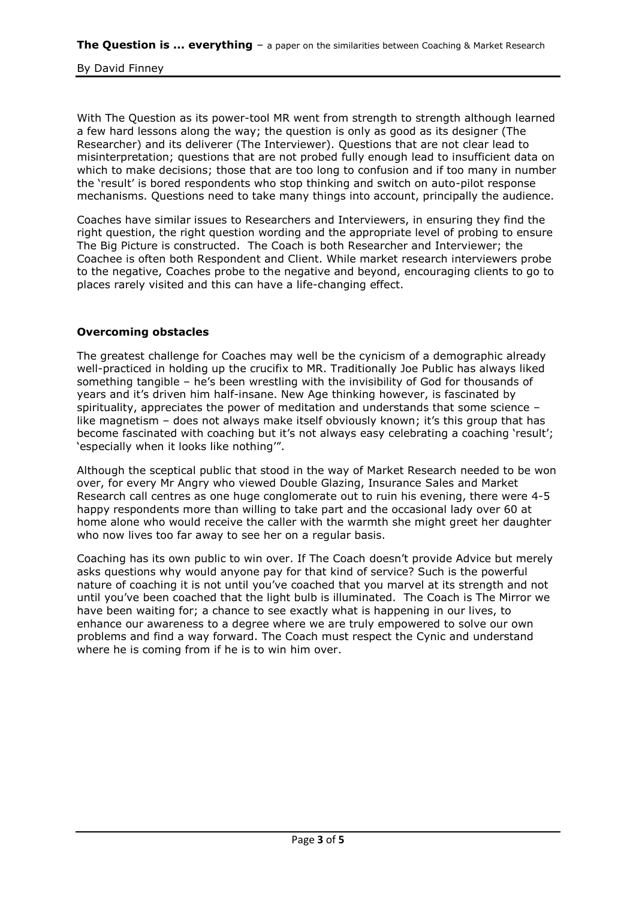With The Question as its power-tool MR went from strength to strength although learned a few hard lessons along the way; the question is only as good as its designer (The Researcher) and its deliverer (The Interviewer). Questions that are not clear lead to misinterpretation; questions that are not probed fully enough lead to insufficient data on which to make decisions; those that are too long to confusion and if too many in number the 'result' is bored respondents who stop thinking and switch on auto-pilot response mechanisms. Questions need to take many things into account, principally the audience.

Coaches have similar issues to Researchers and Interviewers, in ensuring they find the right question, the right question wording and the appropriate level of probing to ensure The Big Picture is constructed. The Coach is both Researcher and Interviewer; the Coachee is often both Respondent and Client. While market research interviewers probe to the negative, Coaches probe to the negative and beyond, encouraging clients to go to places rarely visited and this can have a life-changing effect.

**Overcoming obstacles**

The greatest challenge for Coaches may well be the cynicism of a demographic already well-practiced in holding up the crucifix to MR. Traditionally Joe Public has always liked something tangible – he's been wrestling with the invisibility of God for thousands of years and it's driven him half-insane. New Age thinking however, is fascinated by spirituality, appreciates the power of meditation and understands that some science – like magnetism – does not always make itself obviously known; it's this group that has become fascinated with coaching but it's not always easy celebrating a coaching 'result'; 'especially when it looks like nothing'".

Although the sceptical public that stood in the way of Market Research needed to be won over, for every Mr Angry who viewed Double Glazing, Insurance Sales and Market Research call centres as one huge conglomerate out to ruin his evening, there were 4-5 happy respondents more than willing to take part and the occasional lady over 60 at home alone who would receive the caller with the warmth she might greet her daughter who now lives too far away to see her on a regular basis.

Coaching has its own public to win over. If The Coach doesn't provide Advice but merely asks questions why would anyone pay for that kind of service? Such is the powerful nature of coaching it is not until you've coached that you marvel at its strength and not until you've been coached that the light bulb is illuminated. The Coach is The Mirror we have been waiting for; a chance to see exactly what is happening in our lives, to enhance our awareness to a degree where we are truly empowered to solve our own problems and find a way forward. The Coach must respect the Cynic and understand where he is coming from if he is to win him over.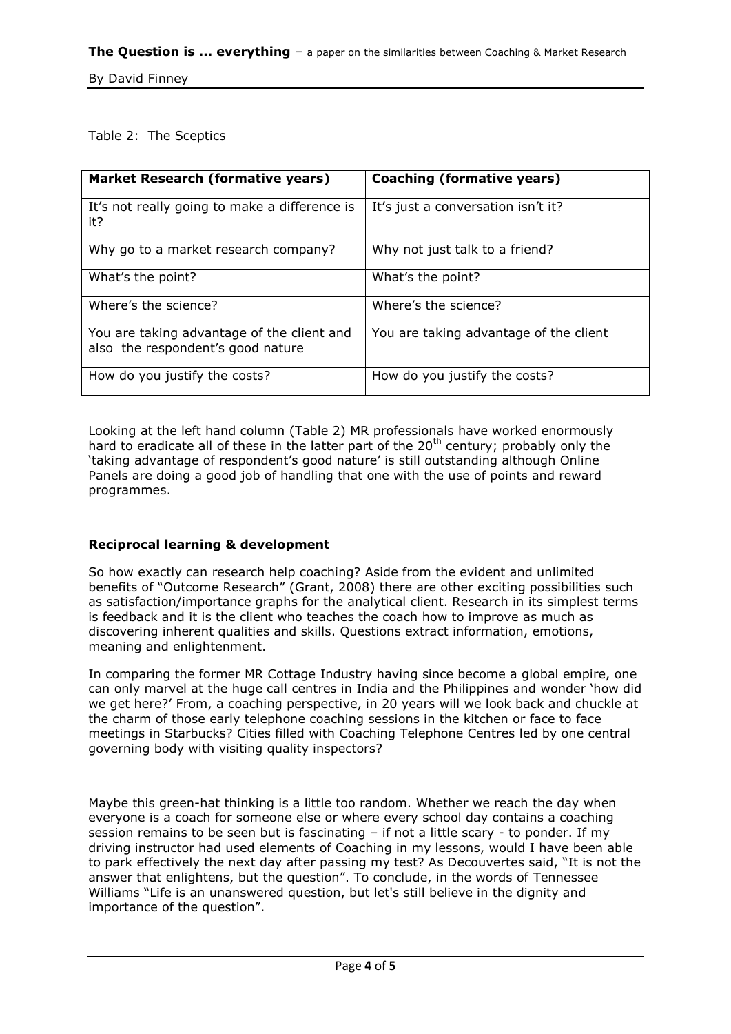Table 2: The Sceptics

| **Market Research (formative years)** | **Coaching (formative years)** |
| --- | --- |
| It's not really going to make a difference is it? | It's just a conversation isn't it? |
| Why go to a market research company? | Why not just talk to a friend? |
| What's the point? | What's the point? |
| Where's the science? | Where's the science? |
| You are taking advantage of the client and also the respondent's good nature | You are taking advantage of the client |
| How do you justify the costs? | How do you justify the costs? |

Looking at the left hand column (Table 2) MR professionals have worked enormously hard to eradicate all of these in the latter part of the 20th century; probably only the 'taking advantage of respondent's good nature' is still outstanding although Online Panels are doing a good job of handling that one with the use of points and reward programmes.

### Reciprocal learning & development

So how exactly can research help coaching? Aside from the evident and unlimited benefits of "Outcome Research" (Grant, 2008) there are other exciting possibilities such as satisfaction/importance graphs for the analytical client. Research in its simplest terms is feedback and it is the client who teaches the coach how to improve as much as discovering inherent qualities and skills. Questions extract information, emotions, meaning and enlightenment.

In comparing the former MR Cottage Industry having since become a global empire, one can only marvel at the huge call centres in India and the Philippines and wonder 'how did we get here?' From, a coaching perspective, in 20 years will we look back and chuckle at the charm of those early telephone coaching sessions in the kitchen or face to face meetings in Starbucks? Cities filled with Coaching Telephone Centres led by one central governing body with visiting quality inspectors?

Maybe this green-hat thinking is a little too random. Whether we reach the day when everyone is a coach for someone else or where every school day contains a coaching session remains to be seen but is fascinating – if not a little scary - to ponder. If my driving instructor had used elements of Coaching in my lessons, would I have been able to park effectively the next day after passing my test? As Decouvertes said, "It is not the answer that enlightens, but the question". To conclude, in the words of Tennessee Williams "Life is an unanswered question, but let's still believe in the dignity and importance of the question".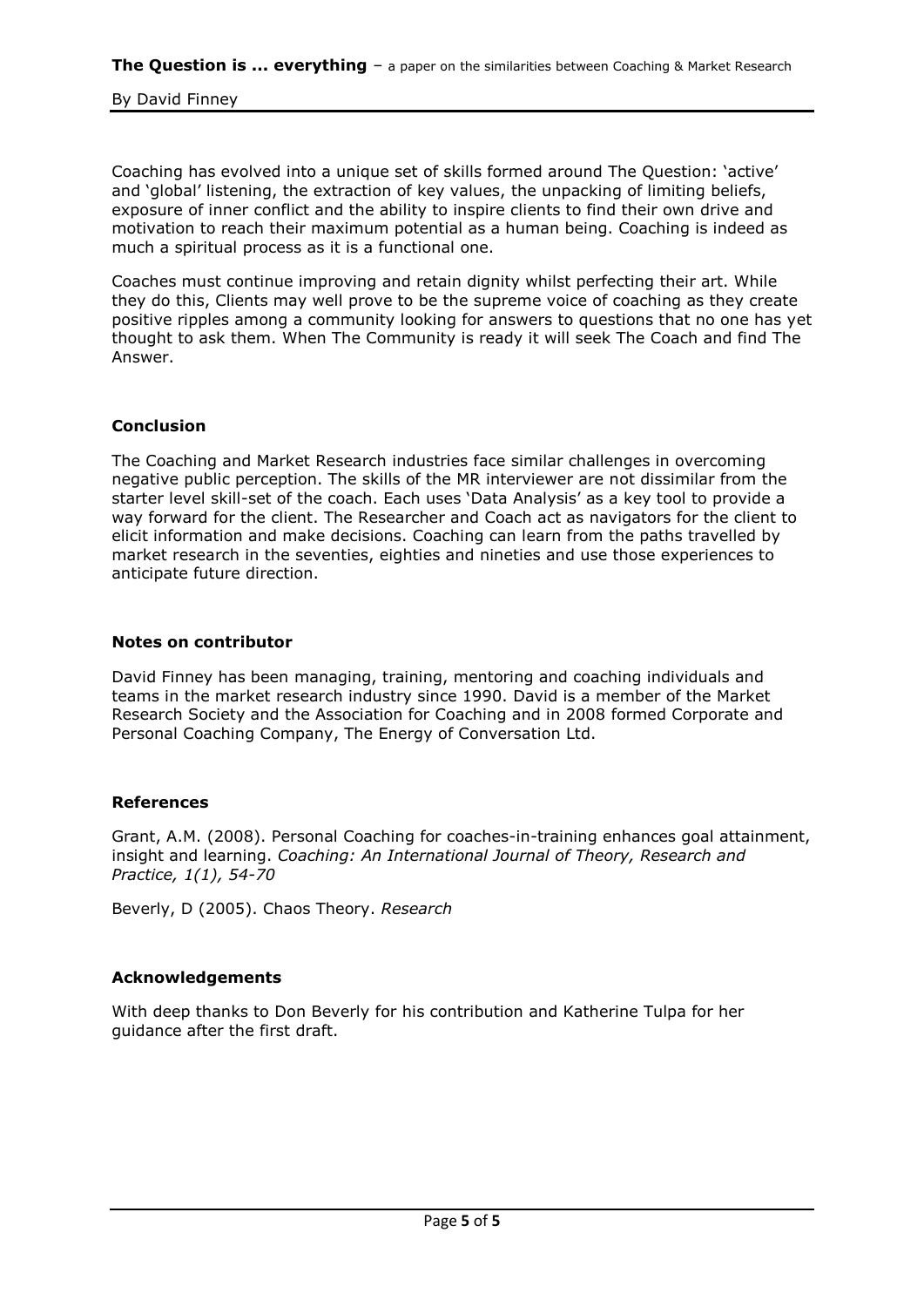Coaching has evolved into a unique set of skills formed around The Question: 'active' and 'global' listening, the extraction of key values, the unpacking of limiting beliefs, exposure of inner conflict and the ability to inspire clients to find their own drive and motivation to reach their maximum potential as a human being. Coaching is indeed as much a spiritual process as it is a functional one.

Coaches must continue improving and retain dignity whilst perfecting their art. While they do this, Clients may well prove to be the supreme voice of coaching as they create positive ripples among a community looking for answers to questions that no one has yet thought to ask them. When The Community is ready it will seek The Coach and find The Answer.

### Conclusion

The Coaching and Market Research industries face similar challenges in overcoming negative public perception. The skills of the MR interviewer are not dissimilar from the starter level skill-set of the coach. Each uses 'Data Analysis' as a key tool to provide a way forward for the client. The Researcher and Coach act as navigators for the client to elicit information and make decisions. Coaching can learn from the paths travelled by market research in the seventies, eighties and nineties and use those experiences to anticipate future direction.

### Notes on contributor

David Finney has been managing, training, mentoring and coaching individuals and teams in the market research industry since 1990. David is a member of the Market Research Society and the Association for Coaching and in 2008 formed Corporate and Personal Coaching Company, The Energy of Conversation Ltd.

### References

Grant, A.M. (2008). Personal Coaching for coaches-in-training enhances goal attainment, insight and learning. *Coaching: An International Journal of Theory, Research and Practice, 1(1), 54-70*

Beverly, D (2005). Chaos Theory. *Research*

### Acknowledgements

With deep thanks to Don Beverly for his contribution and Katherine Tulpa for her guidance after the first draft.